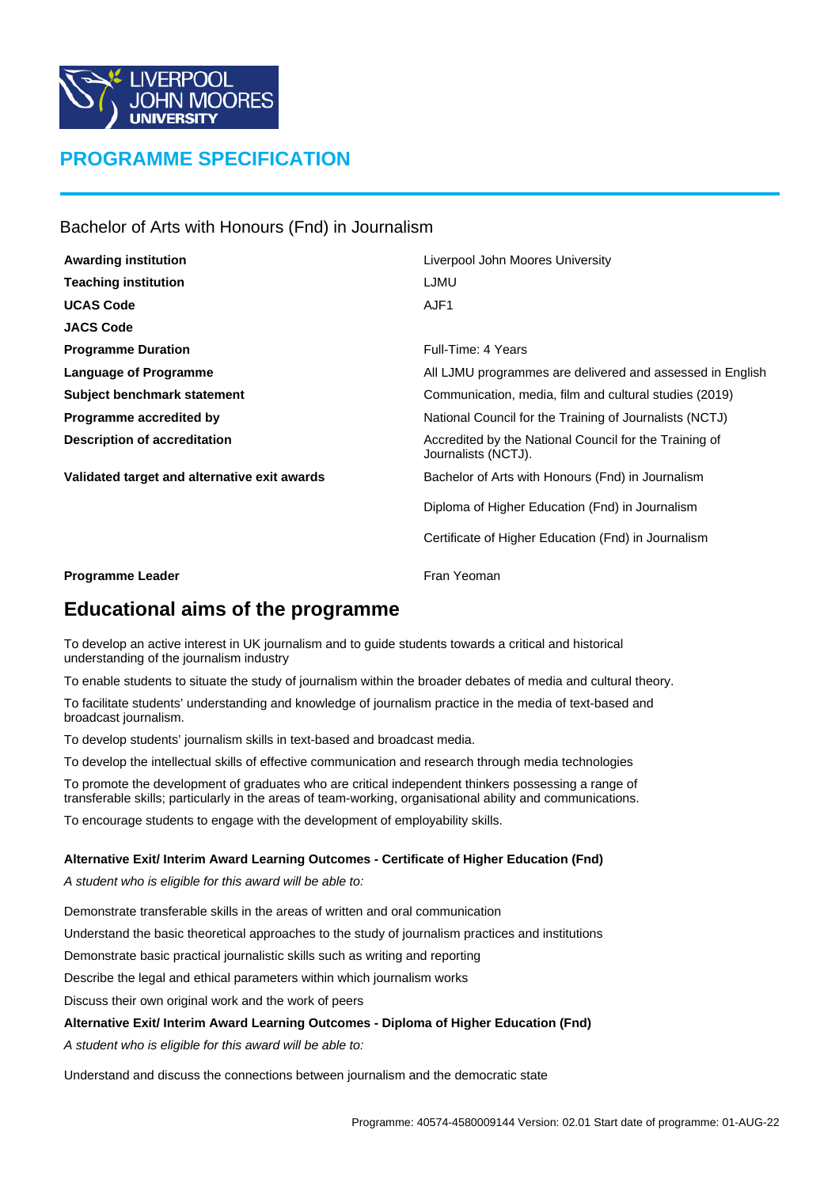# PROGRAMME SPECIFICATION

## Bachelor of Arts with Honours (Fnd) in Journalism

| | |
|---|---|
| **Awarding institution** | Liverpool John Moores University |
| **Teaching institution** | LJMU |
| **UCAS Code** | AJF1 |
| **JACS Code** | |
| **Programme Duration** | Full-Time: 4 Years |
| **Language of Programme** | All LJMU programmes are delivered and assessed in English |
| **Subject benchmark statement** | Communication, media, film and cultural studies (2019) |
| **Programme accredited by** | National Council for the Training of Journalists (NCTJ) |
| **Description of accreditation** | Accredited by the National Council for the Training of Journalists (NCTJ). |
| **Validated target and alternative exit awards** | Bachelor of Arts with Honours (Fnd) in Journalism<br>Diploma of Higher Education (Fnd) in Journalism<br>Certificate of Higher Education (Fnd) in Journalism |
| **Programme Leader** | Fran Yeoman |

## Educational aims of the programme

To develop an active interest in UK journalism and to guide students towards a critical and historical understanding of the journalism industry

To enable students to situate the study of journalism within the broader debates of media and cultural theory.

To facilitate students' understanding and knowledge of journalism practice in the media of text-based and broadcast journalism.

To develop students' journalism skills in text-based and broadcast media.

To develop the intellectual skills of effective communication and research through media technologies

To promote the development of graduates who are critical independent thinkers possessing a range of transferable skills; particularly in the areas of team-working, organisational ability and communications.

To encourage students to engage with the development of employability skills.

**Alternative Exit/ Interim Award Learning Outcomes - Certificate of Higher Education (Fnd)**

*A student who is eligible for this award will be able to:*

Demonstrate transferable skills in the areas of written and oral communication

Understand the basic theoretical approaches to the study of journalism practices and institutions

Demonstrate basic practical journalistic skills such as writing and reporting

Describe the legal and ethical parameters within which journalism works

Discuss their own original work and the work of peers

**Alternative Exit/ Interim Award Learning Outcomes - Diploma of Higher Education (Fnd)**

*A student who is eligible for this award will be able to:*

Understand and discuss the connections between journalism and the democratic state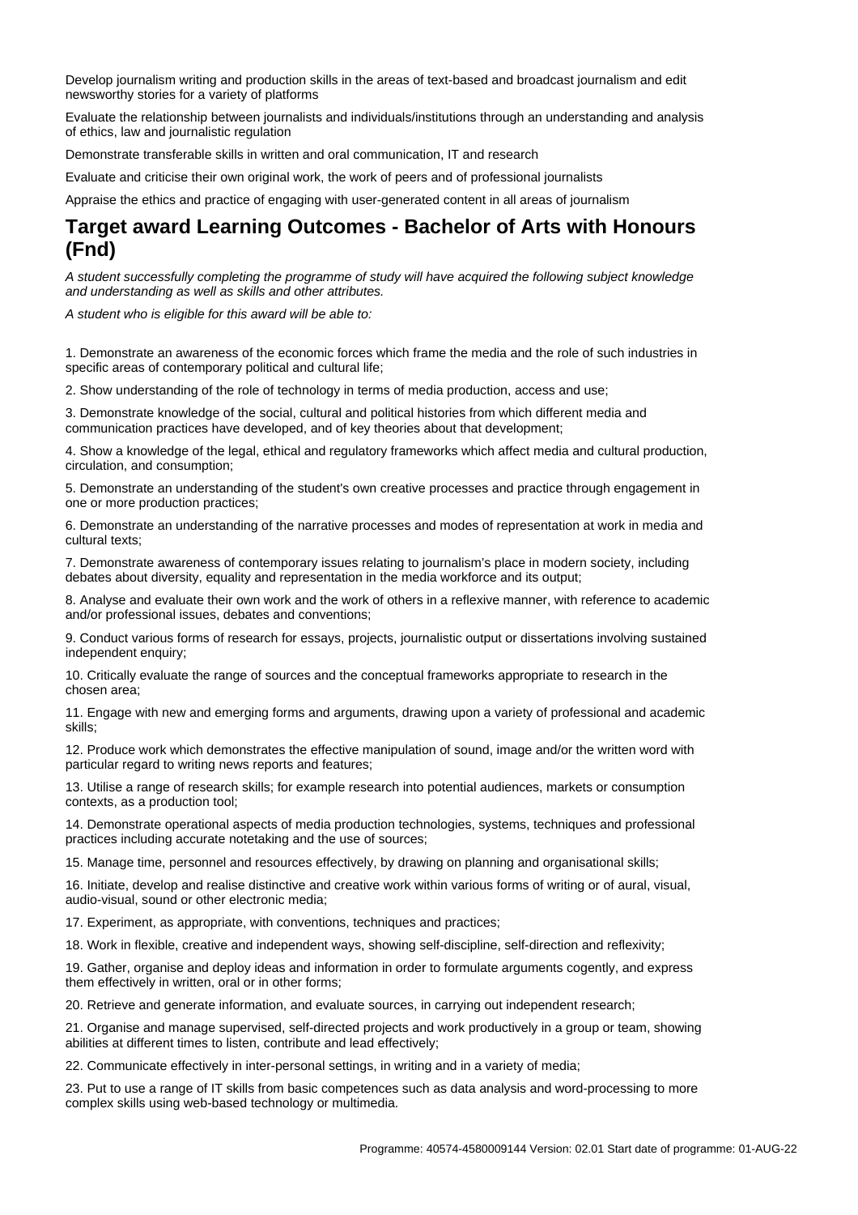Develop journalism writing and production skills in the areas of text-based and broadcast journalism and edit newsworthy stories for a variety of platforms

Evaluate the relationship between journalists and individuals/institutions through an understanding and analysis of ethics, law and journalistic regulation

Demonstrate transferable skills in written and oral communication, IT and research

Evaluate and criticise their own original work, the work of peers and of professional journalists

Appraise the ethics and practice of engaging with user-generated content in all areas of journalism

## Target award Learning Outcomes - Bachelor of Arts with Honours (Fnd)

*A student successfully completing the programme of study will have acquired the following subject knowledge and understanding as well as skills and other attributes.*

*A student who is eligible for this award will be able to:*

1. Demonstrate an awareness of the economic forces which frame the media and the role of such industries in specific areas of contemporary political and cultural life;
2. Show understanding of the role of technology in terms of media production, access and use;
3. Demonstrate knowledge of the social, cultural and political histories from which different media and communication practices have developed, and of key theories about that development;
4. Show a knowledge of the legal, ethical and regulatory frameworks which affect media and cultural production, circulation, and consumption;
5. Demonstrate an understanding of the student's own creative processes and practice through engagement in one or more production practices;
6. Demonstrate an understanding of the narrative processes and modes of representation at work in media and cultural texts;
7. Demonstrate awareness of contemporary issues relating to journalism's place in modern society, including debates about diversity, equality and representation in the media workforce and its output;
8. Analyse and evaluate their own work and the work of others in a reflexive manner, with reference to academic and/or professional issues, debates and conventions;
9. Conduct various forms of research for essays, projects, journalistic output or dissertations involving sustained independent enquiry;
10. Critically evaluate the range of sources and the conceptual frameworks appropriate to research in the chosen area;
11. Engage with new and emerging forms and arguments, drawing upon a variety of professional and academic skills;
12. Produce work which demonstrates the effective manipulation of sound, image and/or the written word with particular regard to writing news reports and features;
13. Utilise a range of research skills; for example research into potential audiences, markets or consumption contexts, as a production tool;
14. Demonstrate operational aspects of media production technologies, systems, techniques and professional practices including accurate notetaking and the use of sources;
15. Manage time, personnel and resources effectively, by drawing on planning and organisational skills;
16. Initiate, develop and realise distinctive and creative work within various forms of writing or of aural, visual, audio-visual, sound or other electronic media;
17. Experiment, as appropriate, with conventions, techniques and practices;
18. Work in flexible, creative and independent ways, showing self-discipline, self-direction and reflexivity;
19. Gather, organise and deploy ideas and information in order to formulate arguments cogently, and express them effectively in written, oral or in other forms;
20. Retrieve and generate information, and evaluate sources, in carrying out independent research;
21. Organise and manage supervised, self-directed projects and work productively in a group or team, showing abilities at different times to listen, contribute and lead effectively;
22. Communicate effectively in inter-personal settings, in writing and in a variety of media;
23. Put to use a range of IT skills from basic competences such as data analysis and word-processing to more complex skills using web-based technology or multimedia.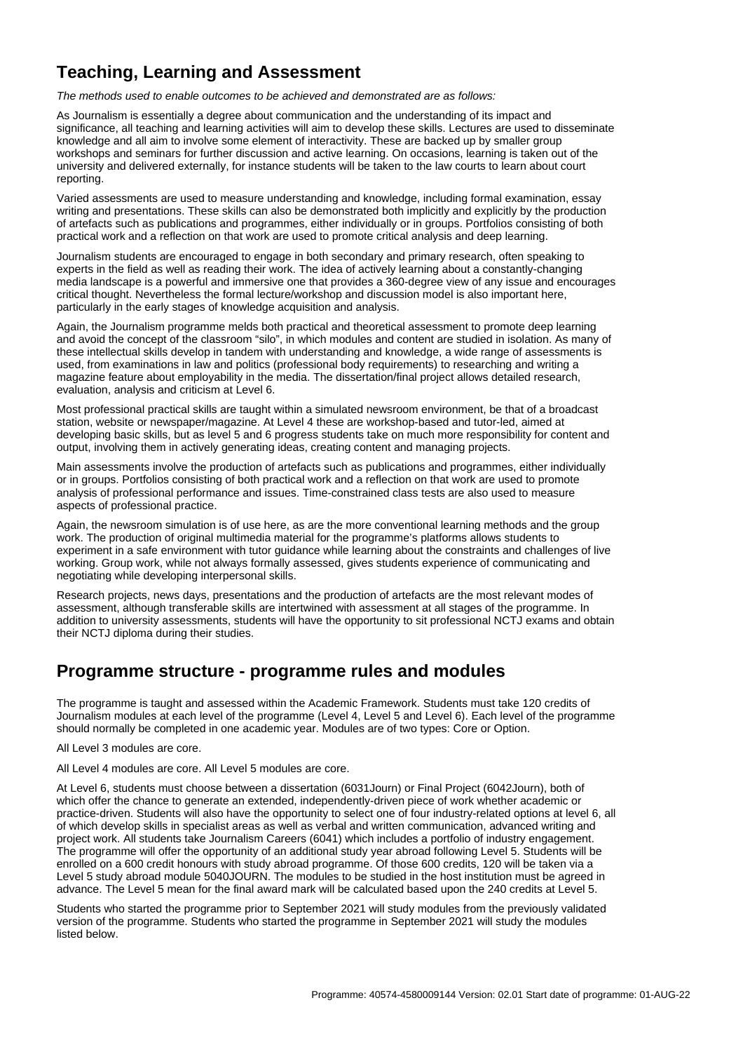## Teaching, Learning and Assessment

*The methods used to enable outcomes to be achieved and demonstrated are as follows:*

As Journalism is essentially a degree about communication and the understanding of its impact and significance, all teaching and learning activities will aim to develop these skills. Lectures are used to disseminate knowledge and all aim to involve some element of interactivity. These are backed up by smaller group workshops and seminars for further discussion and active learning. On occasions, learning is taken out of the university and delivered externally, for instance students will be taken to the law courts to learn about court reporting.

Varied assessments are used to measure understanding and knowledge, including formal examination, essay writing and presentations. These skills can also be demonstrated both implicitly and explicitly by the production of artefacts such as publications and programmes, either individually or in groups. Portfolios consisting of both practical work and a reflection on that work are used to promote critical analysis and deep learning.

Journalism students are encouraged to engage in both secondary and primary research, often speaking to experts in the field as well as reading their work. The idea of actively learning about a constantly-changing media landscape is a powerful and immersive one that provides a 360-degree view of any issue and encourages critical thought. Nevertheless the formal lecture/workshop and discussion model is also important here, particularly in the early stages of knowledge acquisition and analysis.

Again, the Journalism programme melds both practical and theoretical assessment to promote deep learning and avoid the concept of the classroom "silo", in which modules and content are studied in isolation. As many of these intellectual skills develop in tandem with understanding and knowledge, a wide range of assessments is used, from examinations in law and politics (professional body requirements) to researching and writing a magazine feature about employability in the media. The dissertation/final project allows detailed research, evaluation, analysis and criticism at Level 6.

Most professional practical skills are taught within a simulated newsroom environment, be that of a broadcast station, website or newspaper/magazine. At Level 4 these are workshop-based and tutor-led, aimed at developing basic skills, but as level 5 and 6 progress students take on much more responsibility for content and output, involving them in actively generating ideas, creating content and managing projects.

Main assessments involve the production of artefacts such as publications and programmes, either individually or in groups. Portfolios consisting of both practical work and a reflection on that work are used to promote analysis of professional performance and issues. Time-constrained class tests are also used to measure aspects of professional practice.

Again, the newsroom simulation is of use here, as are the more conventional learning methods and the group work. The production of original multimedia material for the programme's platforms allows students to experiment in a safe environment with tutor guidance while learning about the constraints and challenges of live working. Group work, while not always formally assessed, gives students experience of communicating and negotiating while developing interpersonal skills.

Research projects, news days, presentations and the production of artefacts are the most relevant modes of assessment, although transferable skills are intertwined with assessment at all stages of the programme. In addition to university assessments, students will have the opportunity to sit professional NCTJ exams and obtain their NCTJ diploma during their studies.

## Programme structure - programme rules and modules

The programme is taught and assessed within the Academic Framework. Students must take 120 credits of Journalism modules at each level of the programme (Level 4, Level 5 and Level 6). Each level of the programme should normally be completed in one academic year. Modules are of two types: Core or Option.

All Level 3 modules are core.

All Level 4 modules are core. All Level 5 modules are core.

At Level 6, students must choose between a dissertation (6031Journ) or Final Project (6042Journ), both of which offer the chance to generate an extended, independently-driven piece of work whether academic or practice-driven. Students will also have the opportunity to select one of four industry-related options at level 6, all of which develop skills in specialist areas as well as verbal and written communication, advanced writing and project work. All students take Journalism Careers (6041) which includes a portfolio of industry engagement. The programme will offer the opportunity of an additional study year abroad following Level 5. Students will be enrolled on a 600 credit honours with study abroad programme. Of those 600 credits, 120 will be taken via a Level 5 study abroad module 5040JOURN. The modules to be studied in the host institution must be agreed in advance. The Level 5 mean for the final award mark will be calculated based upon the 240 credits at Level 5.

Students who started the programme prior to September 2021 will study modules from the previously validated version of the programme. Students who started the programme in September 2021 will study the modules listed below.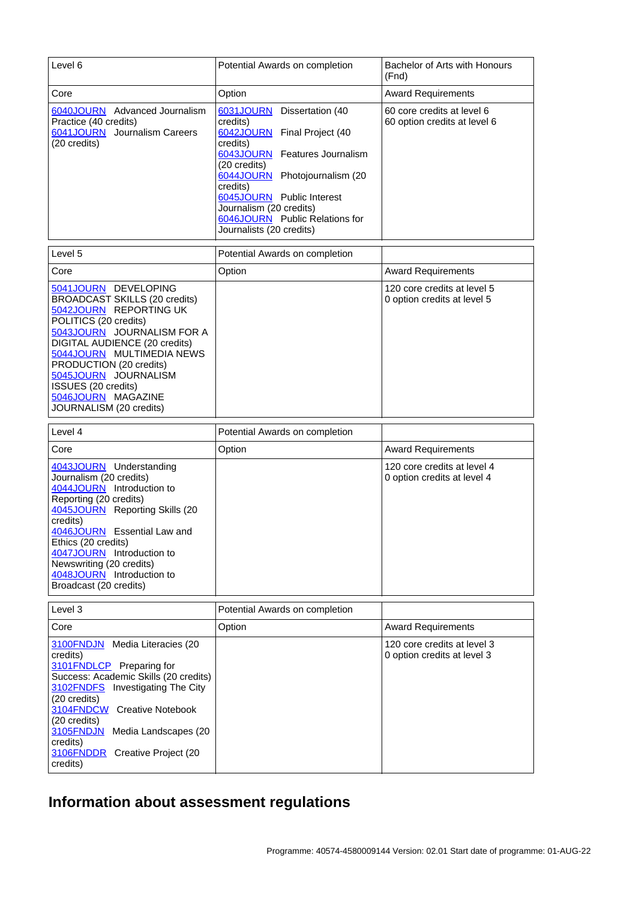| Level 6 | Potential Awards on completion | Bachelor of Arts with Honours (Fnd) |
|---|---|---|
| Core | Option | Award Requirements |
| 6040JOURN Advanced Journalism Practice (40 credits)<br>6041JOURN Journalism Careers (20 credits) | 6031JOURN Dissertation (40 credits)<br>6042JOURN Final Project (40 credits)<br>6043JOURN Features Journalism (20 credits)<br>6044JOURN Photojournalism (20 credits)<br>6045JOURN Public Interest Journalism (20 credits)<br>6046JOURN Public Relations for Journalists (20 credits) | 60 core credits at level 6<br>60 option credits at level 6 |

| Level 5 | Potential Awards on completion | |
|---|---|---|
| Core | Option | Award Requirements |
| 5041JOURN DEVELOPING BROADCAST SKILLS (20 credits)<br>5042JOURN REPORTING UK POLITICS (20 credits)<br>5043JOURN JOURNALISM FOR A DIGITAL AUDIENCE (20 credits)<br>5044JOURN MULTIMEDIA NEWS PRODUCTION (20 credits)<br>5045JOURN JOURNALISM ISSUES (20 credits)<br>5046JOURN MAGAZINE JOURNALISM (20 credits) | | 120 core credits at level 5<br>0 option credits at level 5 |

| Level 4 | Potential Awards on completion | |
|---|---|---|
| Core | Option | Award Requirements |
| 4043JOURN Understanding Journalism (20 credits)<br>4044JOURN Introduction to Reporting (20 credits)<br>4045JOURN Reporting Skills (20 credits)<br>4046JOURN Essential Law and Ethics (20 credits)<br>4047JOURN Introduction to Newswriting (20 credits)<br>4048JOURN Introduction to Broadcast (20 credits) | | 120 core credits at level 4<br>0 option credits at level 4 |

| Level 3 | Potential Awards on completion | |
|---|---|---|
| Core | Option | Award Requirements |
| 3100FNDJN Media Literacies (20 credits)<br>3101FNDLCP Preparing for Success: Academic Skills (20 credits)<br>3102FNDFS Investigating The City (20 credits)<br>3104FNDCW Creative Notebook (20 credits)<br>3105FNDJN Media Landscapes (20 credits)<br>3106FNDDR Creative Project (20 credits) | | 120 core credits at level 3<br>0 option credits at level 3 |

## Information about assessment regulations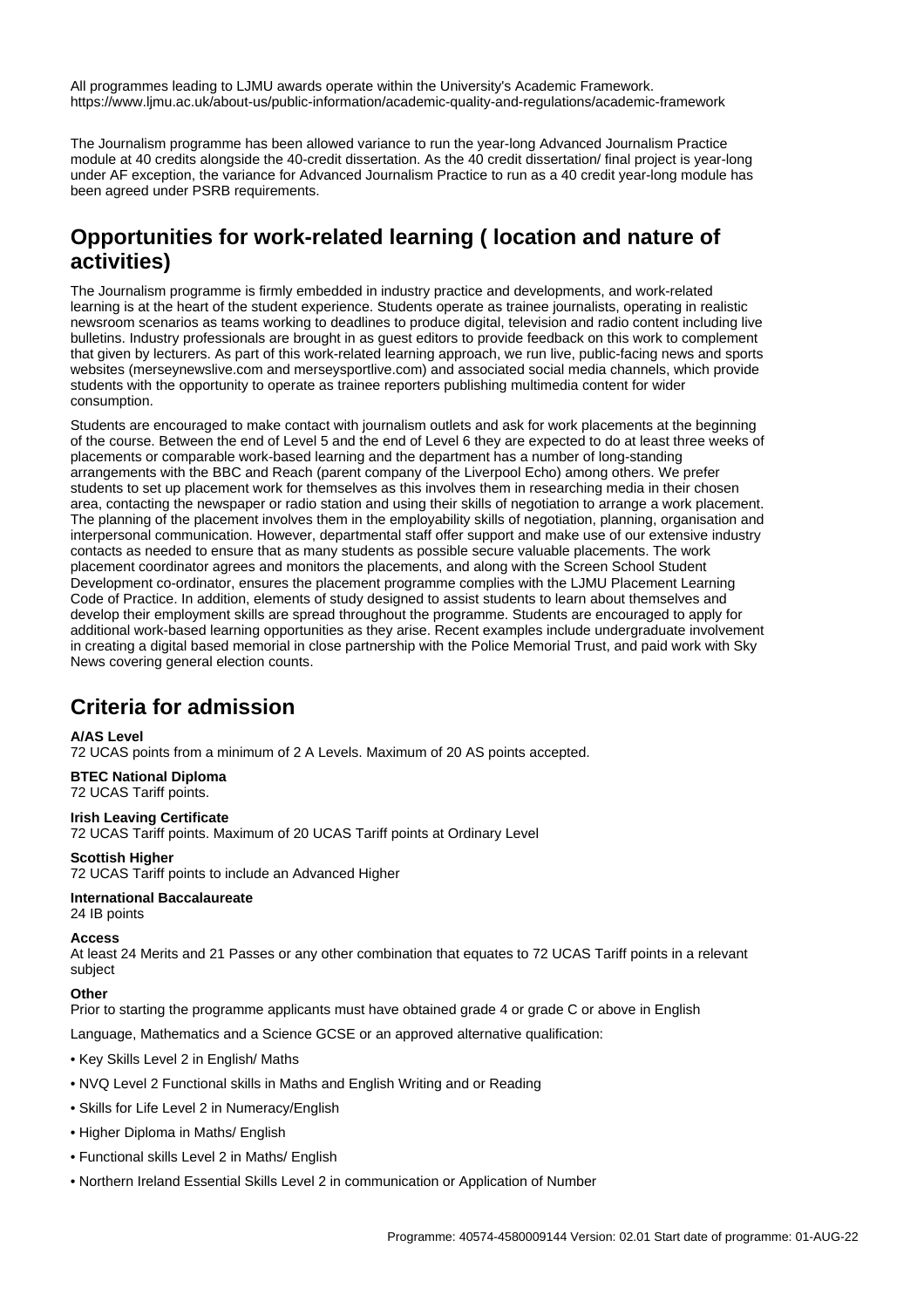All programmes leading to LJMU awards operate within the University's Academic Framework. https://www.ljmu.ac.uk/about-us/public-information/academic-quality-and-regulations/academic-framework

The Journalism programme has been allowed variance to run the year-long Advanced Journalism Practice module at 40 credits alongside the 40-credit dissertation. As the 40 credit dissertation/ final project is year-long under AF exception, the variance for Advanced Journalism Practice to run as a 40 credit year-long module has been agreed under PSRB requirements.

## Opportunities for work-related learning ( location and nature of activities)

The Journalism programme is firmly embedded in industry practice and developments, and work-related learning is at the heart of the student experience. Students operate as trainee journalists, operating in realistic newsroom scenarios as teams working to deadlines to produce digital, television and radio content including live bulletins. Industry professionals are brought in as guest editors to provide feedback on this work to complement that given by lecturers. As part of this work-related learning approach, we run live, public-facing news and sports websites (merseynewslive.com and merseysportlive.com) and associated social media channels, which provide students with the opportunity to operate as trainee reporters publishing multimedia content for wider consumption.

Students are encouraged to make contact with journalism outlets and ask for work placements at the beginning of the course. Between the end of Level 5 and the end of Level 6 they are expected to do at least three weeks of placements or comparable work-based learning and the department has a number of long-standing arrangements with the BBC and Reach (parent company of the Liverpool Echo) among others. We prefer students to set up placement work for themselves as this involves them in researching media in their chosen area, contacting the newspaper or radio station and using their skills of negotiation to arrange a work placement. The planning of the placement involves them in the employability skills of negotiation, planning, organisation and interpersonal communication. However, departmental staff offer support and make use of our extensive industry contacts as needed to ensure that as many students as possible secure valuable placements. The work placement coordinator agrees and monitors the placements, and along with the Screen School Student Development co-ordinator, ensures the placement programme complies with the LJMU Placement Learning Code of Practice. In addition, elements of study designed to assist students to learn about themselves and develop their employment skills are spread throughout the programme. Students are encouraged to apply for additional work-based learning opportunities as they arise. Recent examples include undergraduate involvement in creating a digital based memorial in close partnership with the Police Memorial Trust, and paid work with Sky News covering general election counts.

## Criteria for admission

**A/AS Level**
72 UCAS points from a minimum of 2 A Levels. Maximum of 20 AS points accepted.

**BTEC National Diploma**
72 UCAS Tariff points.

**Irish Leaving Certificate**
72 UCAS Tariff points. Maximum of 20 UCAS Tariff points at Ordinary Level

**Scottish Higher**
72 UCAS Tariff points to include an Advanced Higher

**International Baccalaureate**
24 IB points

**Access**
At least 24 Merits and 21 Passes or any other combination that equates to 72 UCAS Tariff points in a relevant subject

**Other**
Prior to starting the programme applicants must have obtained grade 4 or grade C or above in English

Language, Mathematics and a Science GCSE or an approved alternative qualification:

- Key Skills Level 2 in English/ Maths
- NVQ Level 2 Functional skills in Maths and English Writing and or Reading
- Skills for Life Level 2 in Numeracy/English
- Higher Diploma in Maths/ English
- Functional skills Level 2 in Maths/ English
- Northern Ireland Essential Skills Level 2 in communication or Application of Number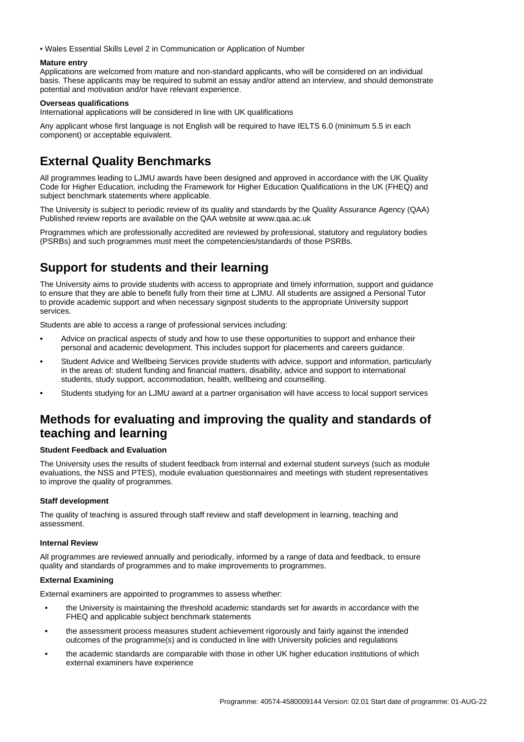• Wales Essential Skills Level 2 in Communication or Application of Number

**Mature entry**

Applications are welcomed from mature and non-standard applicants, who will be considered on an individual basis. These applicants may be required to submit an essay and/or attend an interview, and should demonstrate potential and motivation and/or have relevant experience.

**Overseas qualifications**

International applications will be considered in line with UK qualifications

Any applicant whose first language is not English will be required to have IELTS 6.0 (minimum 5.5 in each component) or acceptable equivalent.

# External Quality Benchmarks

All programmes leading to LJMU awards have been designed and approved in accordance with the UK Quality Code for Higher Education, including the Framework for Higher Education Qualifications in the UK (FHEQ) and subject benchmark statements where applicable.

The University is subject to periodic review of its quality and standards by the Quality Assurance Agency (QAA) Published review reports are available on the QAA website at www.qaa.ac.uk

Programmes which are professionally accredited are reviewed by professional, statutory and regulatory bodies (PSRBs) and such programmes must meet the competencies/standards of those PSRBs.

# Support for students and their learning

The University aims to provide students with access to appropriate and timely information, support and guidance to ensure that they are able to benefit fully from their time at LJMU. All students are assigned a Personal Tutor to provide academic support and when necessary signpost students to the appropriate University support services.

Students are able to access a range of professional services including:

- Advice on practical aspects of study and how to use these opportunities to support and enhance their personal and academic development. This includes support for placements and careers guidance.
- Student Advice and Wellbeing Services provide students with advice, support and information, particularly in the areas of: student funding and financial matters, disability, advice and support to international students, study support, accommodation, health, wellbeing and counselling.
- Students studying for an LJMU award at a partner organisation will have access to local support services

# Methods for evaluating and improving the quality and standards of teaching and learning

**Student Feedback and Evaluation**

The University uses the results of student feedback from internal and external student surveys (such as module evaluations, the NSS and PTES), module evaluation questionnaires and meetings with student representatives to improve the quality of programmes.

**Staff development**

The quality of teaching is assured through staff review and staff development in learning, teaching and assessment.

**Internal Review**

All programmes are reviewed annually and periodically, informed by a range of data and feedback, to ensure quality and standards of programmes and to make improvements to programmes.

**External Examining**

External examiners are appointed to programmes to assess whether:

- the University is maintaining the threshold academic standards set for awards in accordance with the FHEQ and applicable subject benchmark statements
- the assessment process measures student achievement rigorously and fairly against the intended outcomes of the programme(s) and is conducted in line with University policies and regulations
- the academic standards are comparable with those in other UK higher education institutions of which external examiners have experience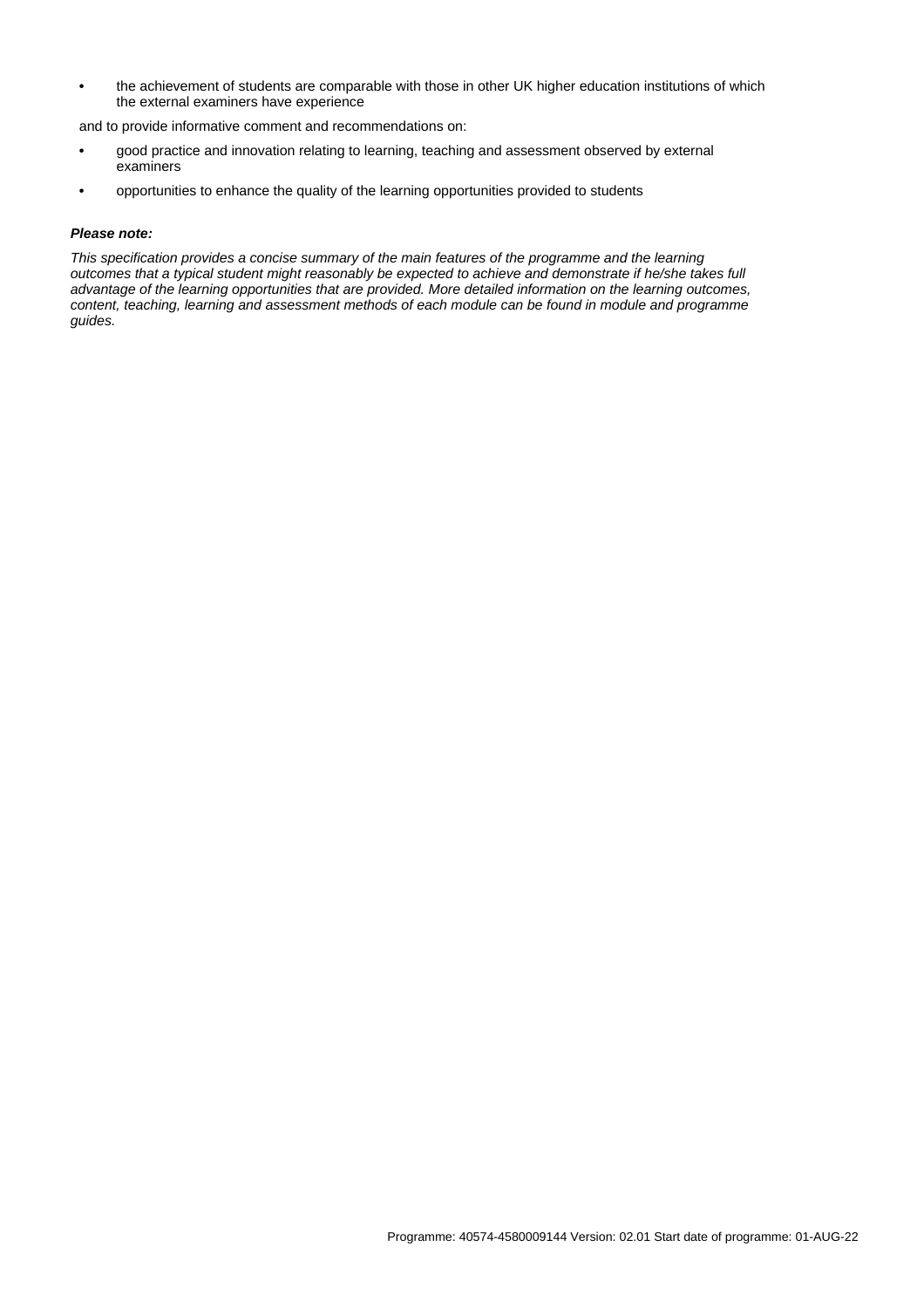- the achievement of students are comparable with those in other UK higher education institutions of which the external examiners have experience

and to provide informative comment and recommendations on:

- good practice and innovation relating to learning, teaching and assessment observed by external examiners
- opportunities to enhance the quality of the learning opportunities provided to students

***Please note:***

*This specification provides a concise summary of the main features of the programme and the learning outcomes that a typical student might reasonably be expected to achieve and demonstrate if he/she takes full advantage of the learning opportunities that are provided. More detailed information on the learning outcomes, content, teaching, learning and assessment methods of each module can be found in module and programme guides.*